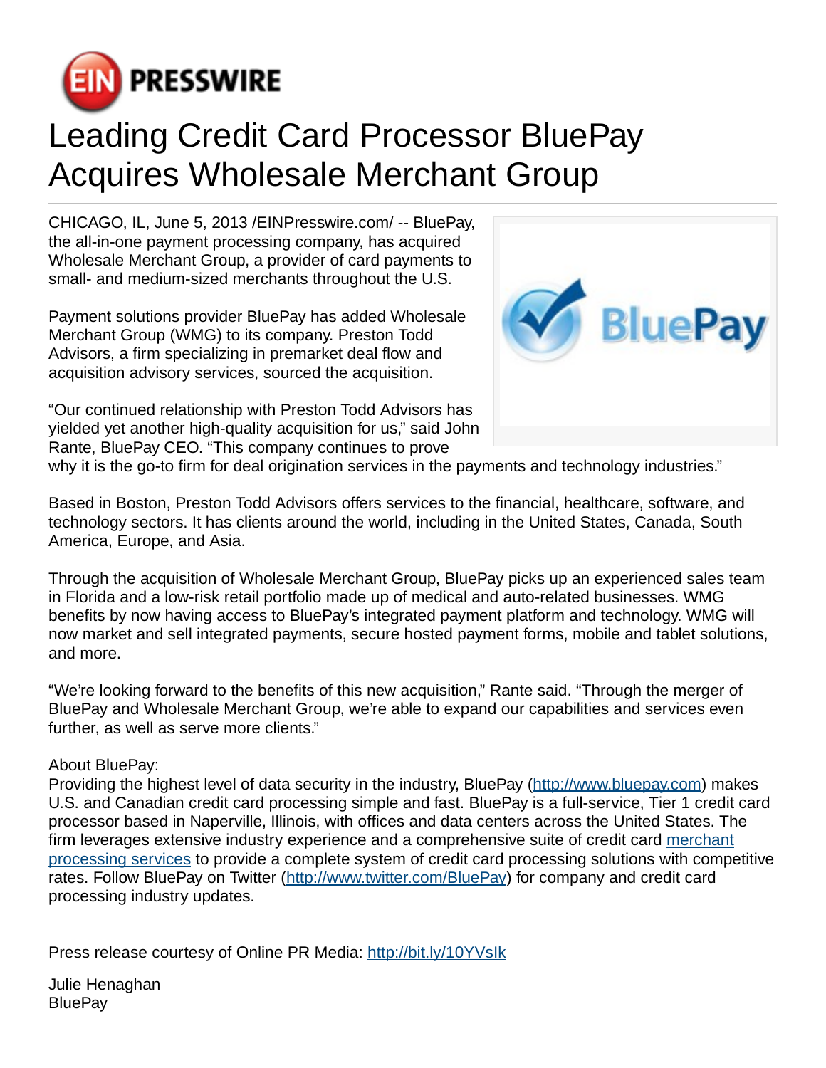# Leading Credit Card Processor BluePay Acquires Wholesale Merchant Group

CHICAGO, IL, June 5, 2013 /EINPresswire.com/ -- BluePay, the all-in-one payment processing company, has acquired Wholesale Merchant Group, a provider of card payments to small- and medium-sized merchants throughout the U.S.

Payment solutions provider BluePay has added Wholesale Merchant Group (WMG) to its company. Preston Todd Advisors, a firm specializing in premarket deal flow and acquisition advisory services, sourced the acquisition.

"Our continued relationship with Preston Todd Advisors has yielded yet another high-quality acquisition for us," said John Rante, BluePay CEO. "This company continues to prove why it is the go-to firm for deal origination services in the payments and technology industries."

Based in Boston, Preston Todd Advisors offers services to the financial, healthcare, software, and technology sectors. It has clients around the world, including in the United States, Canada, South America, Europe, and Asia.

Through the acquisition of Wholesale Merchant Group, BluePay picks up an experienced sales team in Florida and a low-risk retail portfolio made up of medical and auto-related businesses. WMG benefits by now having access to BluePay's integrated payment platform and technology. WMG will now market and sell integrated payments, secure hosted payment forms, mobile and tablet solutions, and more.

"We're looking forward to the benefits of this new acquisition," Rante said. "Through the merger of BluePay and Wholesale Merchant Group, we're able to expand our capabilities and services even further, as well as serve more clients."

About BluePay:
Providing the highest level of data security in the industry, BluePay (http://www.bluepay.com) makes U.S. and Canadian credit card processing simple and fast. BluePay is a full-service, Tier 1 credit card processor based in Naperville, Illinois, with offices and data centers across the United States. The firm leverages extensive industry experience and a comprehensive suite of credit card merchant processing services to provide a complete system of credit card processing solutions with competitive rates. Follow BluePay on Twitter (http://www.twitter.com/BluePay) for company and credit card processing industry updates.

Press release courtesy of Online PR Media: http://bit.ly/10YVsIk

Julie Henaghan
BluePay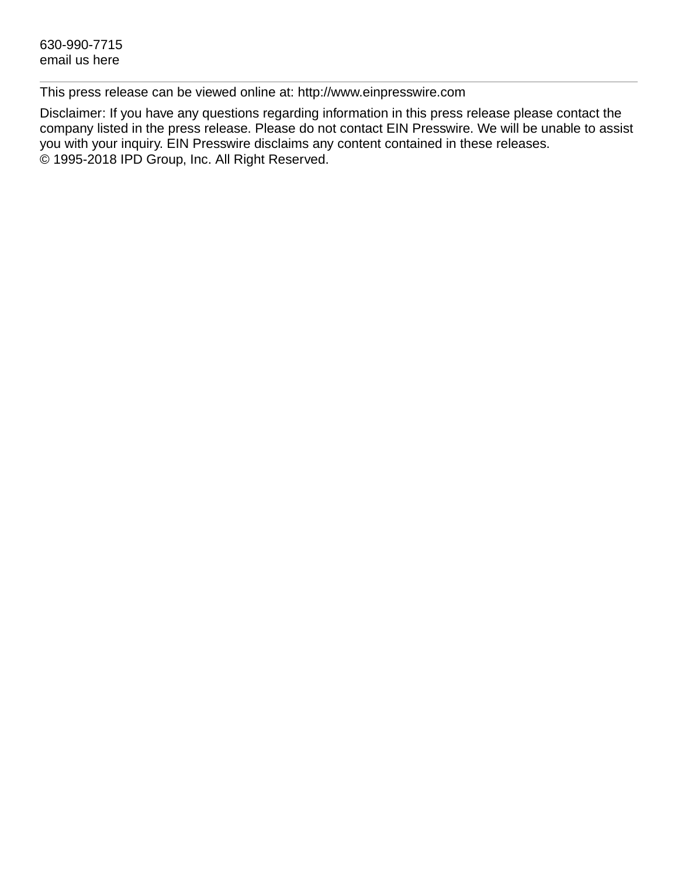630-990-7715
email us here

---

This press release can be viewed online at: http://www.einpresswire.com

Disclaimer: If you have any questions regarding information in this press release please contact the company listed in the press release. Please do not contact EIN Presswire. We will be unable to assist you with your inquiry. EIN Presswire disclaims any content contained in these releases.
© 1995-2018 IPD Group, Inc. All Right Reserved.